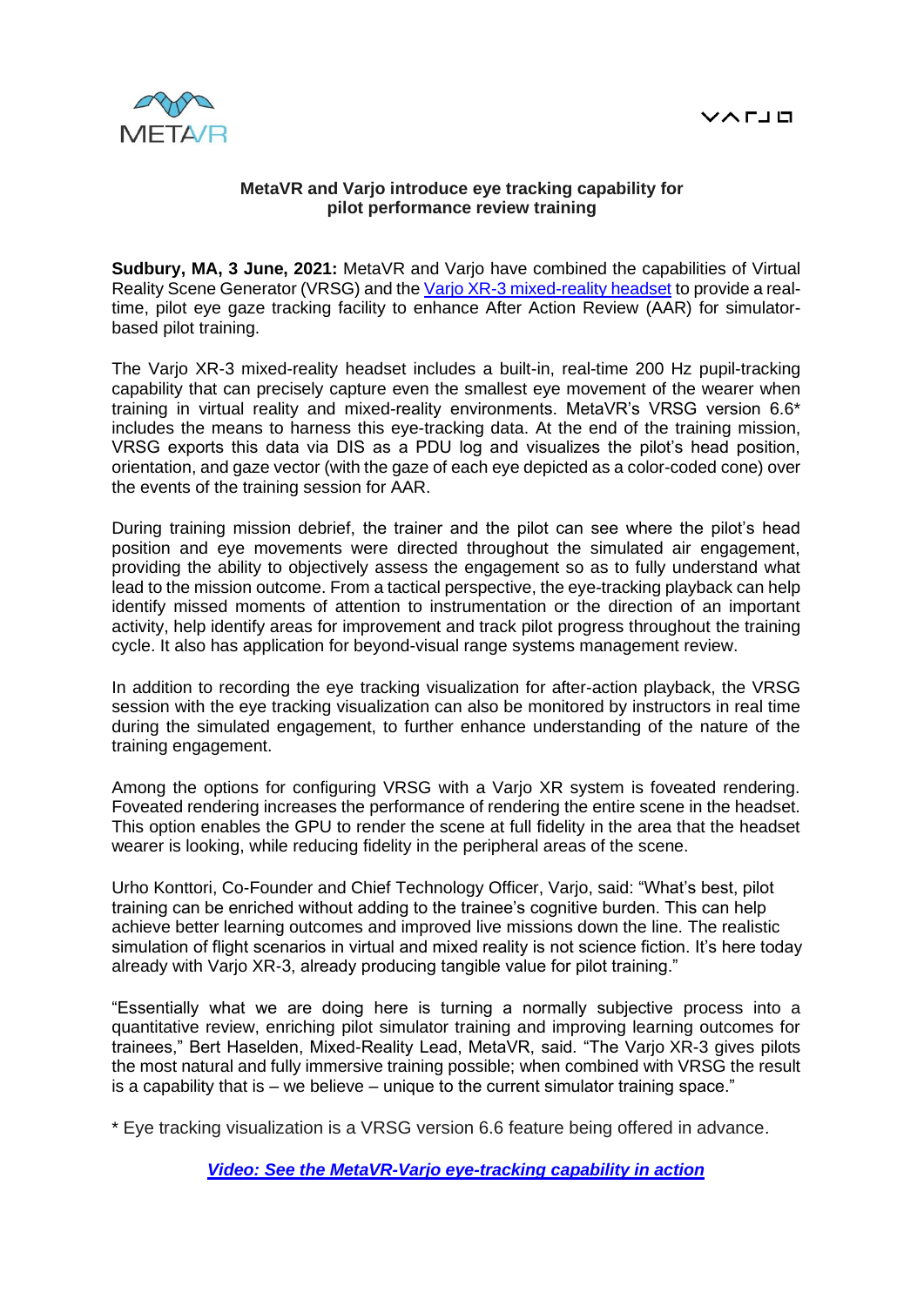**MetaVR and Varjo introduce eye tracking capability for pilot performance review training**

**Sudbury, MA, 3 June, 2021:** MetaVR and Varjo have combined the capabilities of Virtual Reality Scene Generator (VRSG) and the [Varjo XR-3 mixed-reality headset] to provide a real-time, pilot eye gaze tracking facility to enhance After Action Review (AAR) for simulator-based pilot training.

The Varjo XR-3 mixed-reality headset includes a built-in, real-time 200 Hz pupil-tracking capability that can precisely capture even the smallest eye movement of the wearer when training in virtual reality and mixed-reality environments. MetaVR's VRSG version 6.6* includes the means to harness this eye-tracking data. At the end of the training mission, VRSG exports this data via DIS as a PDU log and visualizes the pilot's head position, orientation, and gaze vector (with the gaze of each eye depicted as a color-coded cone) over the events of the training session for AAR.

During training mission debrief, the trainer and the pilot can see where the pilot's head position and eye movements were directed throughout the simulated air engagement, providing the ability to objectively assess the engagement so as to fully understand what lead to the mission outcome. From a tactical perspective, the eye-tracking playback can help identify missed moments of attention to instrumentation or the direction of an important activity, help identify areas for improvement and track pilot progress throughout the training cycle. It also has application for beyond-visual range systems management review.

In addition to recording the eye tracking visualization for after-action playback, the VRSG session with the eye tracking visualization can also be monitored by instructors in real time during the simulated engagement, to further enhance understanding of the nature of the training engagement.

Among the options for configuring VRSG with a Varjo XR system is foveated rendering. Foveated rendering increases the performance of rendering the entire scene in the headset. This option enables the GPU to render the scene at full fidelity in the area that the headset wearer is looking, while reducing fidelity in the peripheral areas of the scene.

Urho Konttori, Co-Founder and Chief Technology Officer, Varjo, said: "What's best, pilot training can be enriched without adding to the trainee's cognitive burden. This can help achieve better learning outcomes and improved live missions down the line. The realistic simulation of flight scenarios in virtual and mixed reality is not science fiction. It's here today already with Varjo XR-3, already producing tangible value for pilot training."

"Essentially what we are doing here is turning a normally subjective process into a quantitative review, enriching pilot simulator training and improving learning outcomes for trainees," Bert Haselden, Mixed-Reality Lead, MetaVR, said. "The Varjo XR-3 gives pilots the most natural and fully immersive training possible; when combined with VRSG the result is a capability that is – we believe – unique to the current simulator training space."

* Eye tracking visualization is a VRSG version 6.6 feature being offered in advance.

***[Video: See the MetaVR-Varjo eye-tracking capability in action]***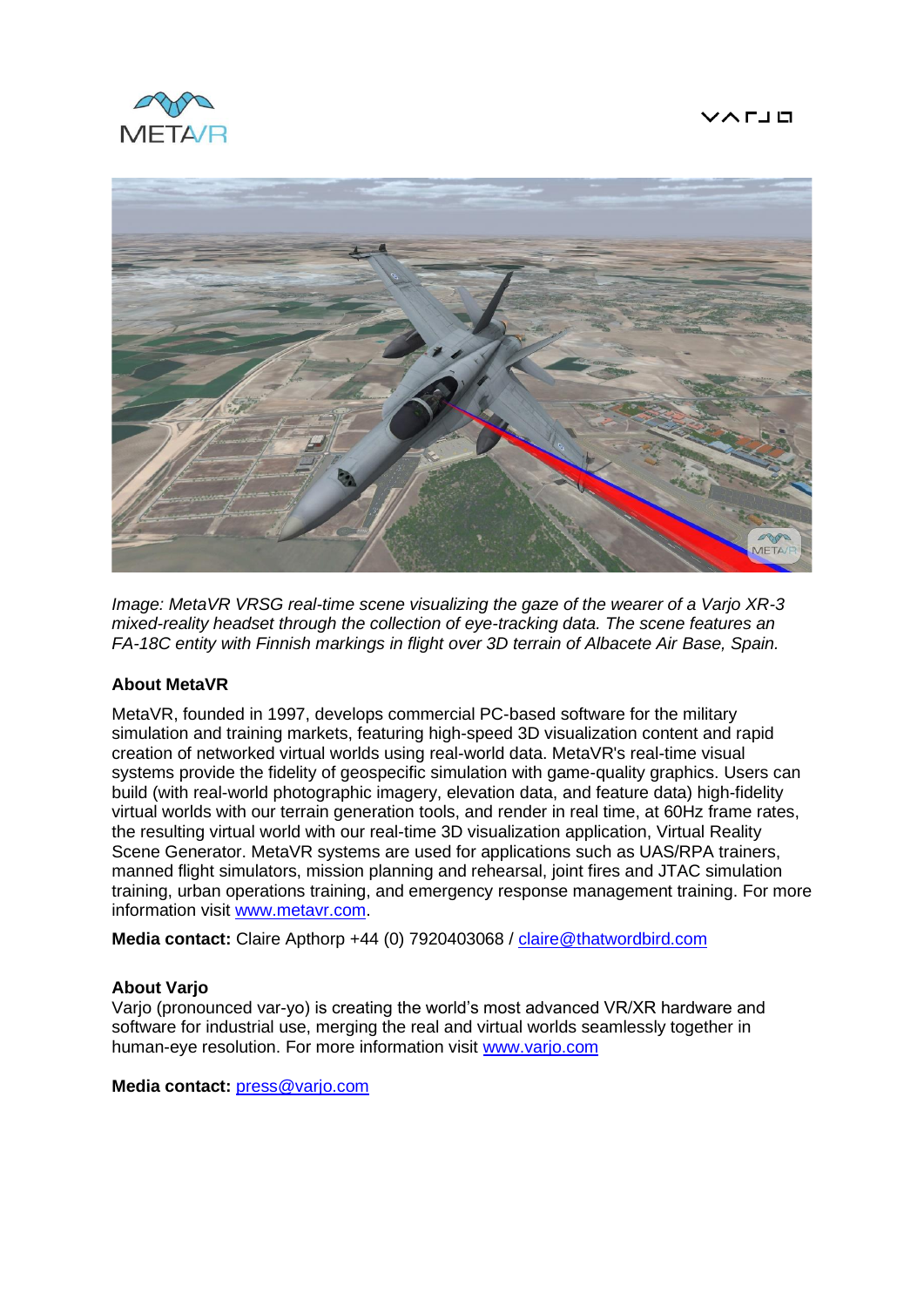*Image: MetaVR VRSG real-time scene visualizing the gaze of the wearer of a Varjo XR-3 mixed-reality headset through the collection of eye-tracking data. The scene features an FA-18C entity with Finnish markings in flight over 3D terrain of Albacete Air Base, Spain.*

**About MetaVR**

MetaVR, founded in 1997, develops commercial PC-based software for the military simulation and training markets, featuring high-speed 3D visualization content and rapid creation of networked virtual worlds using real-world data. MetaVR's real-time visual systems provide the fidelity of geospecific simulation with game-quality graphics. Users can build (with real-world photographic imagery, elevation data, and feature data) high-fidelity virtual worlds with our terrain generation tools, and render in real time, at 60Hz frame rates, the resulting virtual world with our real-time 3D visualization application, Virtual Reality Scene Generator. MetaVR systems are used for applications such as UAS/RPA trainers, manned flight simulators, mission planning and rehearsal, joint fires and JTAC simulation training, urban operations training, and emergency response management training. For more information visit www.metavr.com.

**Media contact:** Claire Apthorp +44 (0) 7920403068 / claire@thatwordbird.com

**About Varjo**

Varjo (pronounced var-yo) is creating the world's most advanced VR/XR hardware and software for industrial use, merging the real and virtual worlds seamlessly together in human-eye resolution. For more information visit www.varjo.com

**Media contact:** press@varjo.com